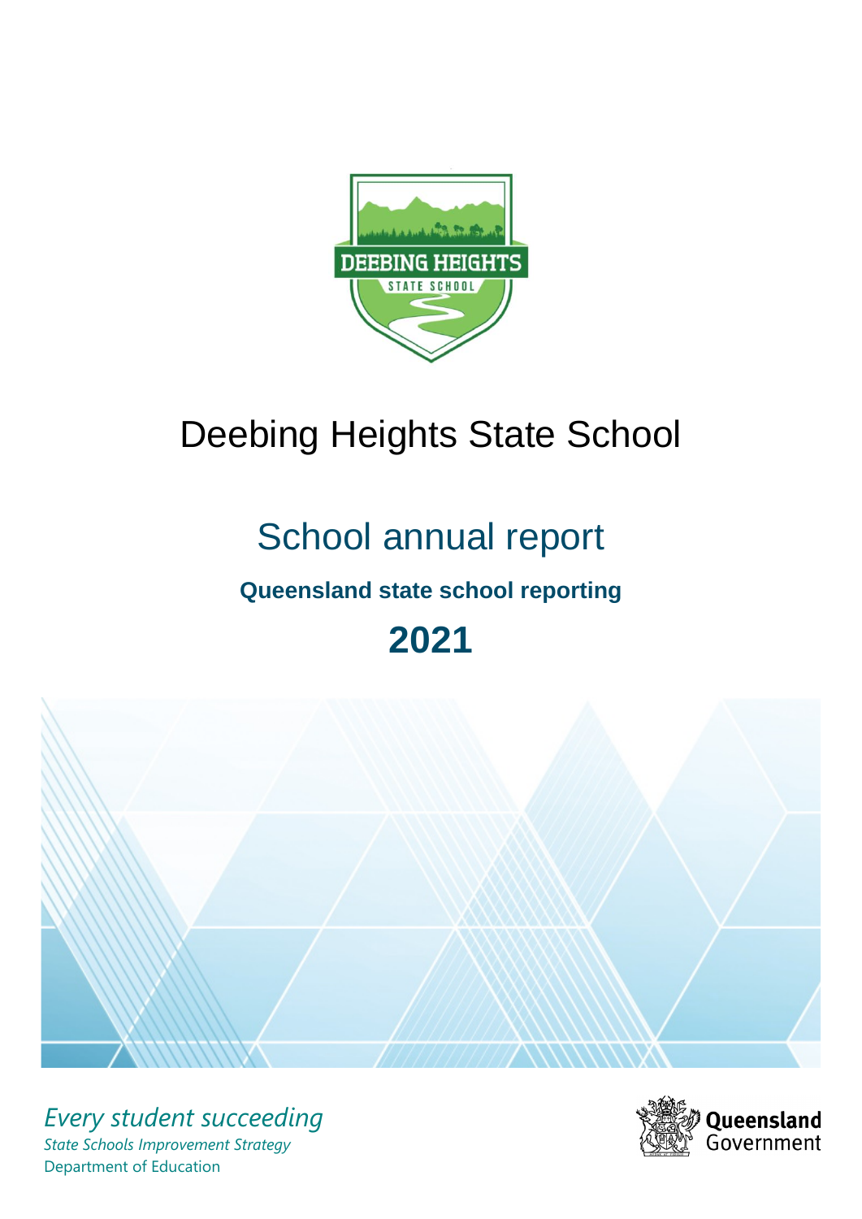# Deebing Heights State School

## School annual report

### Queensland state school reporting

## 2021

*Every student succeeding*

*State Schools Improvement Strategy*

Department of Education

Queensland Government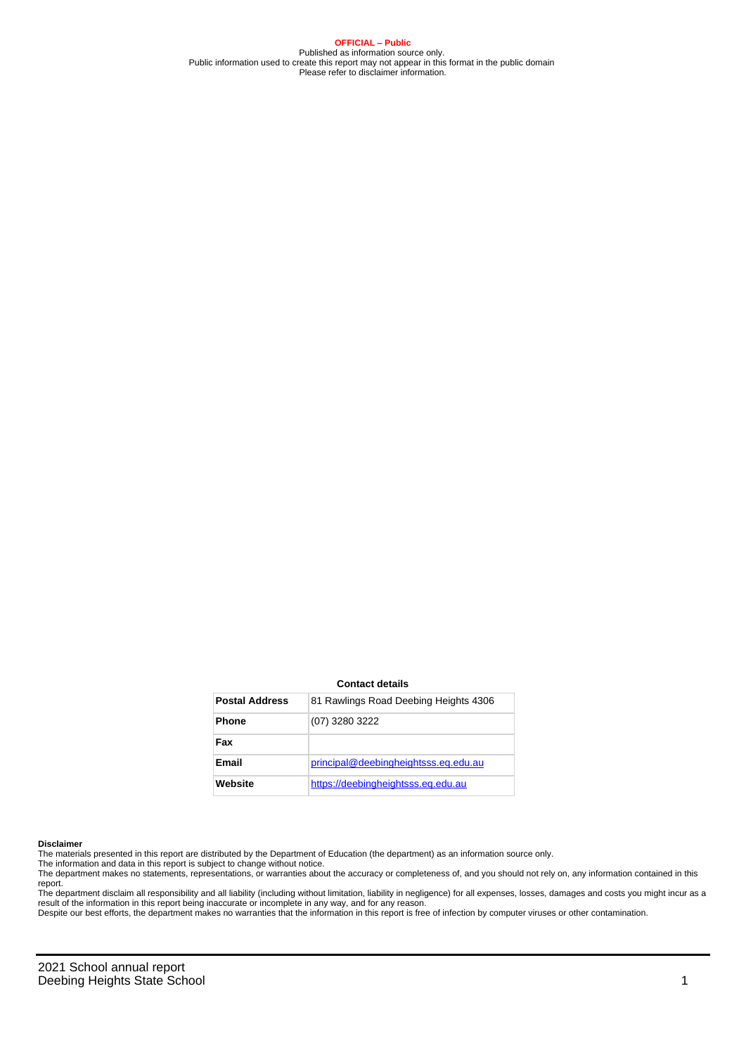**OFFICIAL – Public**
Published as information source only.
Public information used to create this report may not appear in this format in the public domain
Please refer to disclaimer information.

**Contact details**

| | |
|---|---|
| **Postal Address** | 81 Rawlings Road Deebing Heights 4306 |
| **Phone** | (07) 3280 3222 |
| **Fax** | |
| **Email** | principal@deebingheightsss.eq.edu.au |
| **Website** | https://deebingheightsss.eq.edu.au |

**Disclaimer**

The materials presented in this report are distributed by the Department of Education (the department) as an information source only.

The information and data in this report is subject to change without notice.

The department makes no statements, representations, or warranties about the accuracy or completeness of, and you should not rely on, any information contained in this report.

The department disclaim all responsibility and all liability (including without limitation, liability in negligence) for all expenses, losses, damages and costs you might incur as a result of the information in this report being inaccurate or incomplete in any way, and for any reason.

Despite our best efforts, the department makes no warranties that the information in this report is free of infection by computer viruses or other contamination.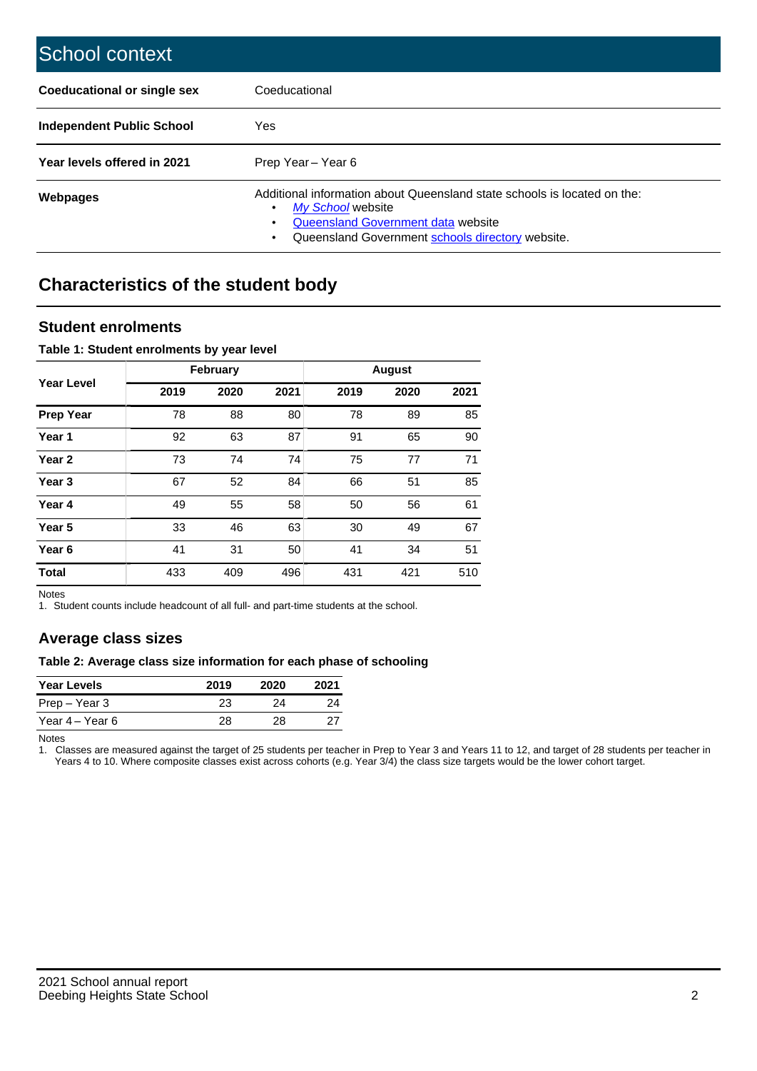# School context

| | |
|---|---|
| **Coeducational or single sex** | Coeducational |
| **Independent Public School** | Yes |
| **Year levels offered in 2021** | Prep Year – Year 6 |
| **Webpages** | Additional information about Queensland state schools is located on the:<br>• *My School* website<br>• Queensland Government data website<br>• Queensland Government schools directory website. |

## Characteristics of the student body

### Student enrolments

**Table 1: Student enrolments by year level**

| Year Level | February | | | August | | |
|---|---|---|---|---|---|---|
| | 2019 | 2020 | 2021 | 2019 | 2020 | 2021 |
| **Prep Year** | 78 | 88 | 80 | 78 | 89 | 85 |
| **Year 1** | 92 | 63 | 87 | 91 | 65 | 90 |
| **Year 2** | 73 | 74 | 74 | 75 | 77 | 71 |
| **Year 3** | 67 | 52 | 84 | 66 | 51 | 85 |
| **Year 4** | 49 | 55 | 58 | 50 | 56 | 61 |
| **Year 5** | 33 | 46 | 63 | 30 | 49 | 67 |
| **Year 6** | 41 | 31 | 50 | 41 | 34 | 51 |
| **Total** | 433 | 409 | 496 | 431 | 421 | 510 |

Notes

1. Student counts include headcount of all full- and part-time students at the school.

### Average class sizes

**Table 2: Average class size information for each phase of schooling**

| Year Levels | 2019 | 2020 | 2021 |
|---|---|---|---|
| Prep – Year 3 | 23 | 24 | 24 |
| Year 4 – Year 6 | 28 | 28 | 27 |

Notes

1. Classes are measured against the target of 25 students per teacher in Prep to Year 3 and Years 11 to 12, and target of 28 students per teacher in Years 4 to 10. Where composite classes exist across cohorts (e.g. Year 3/4) the class size targets would be the lower cohort target.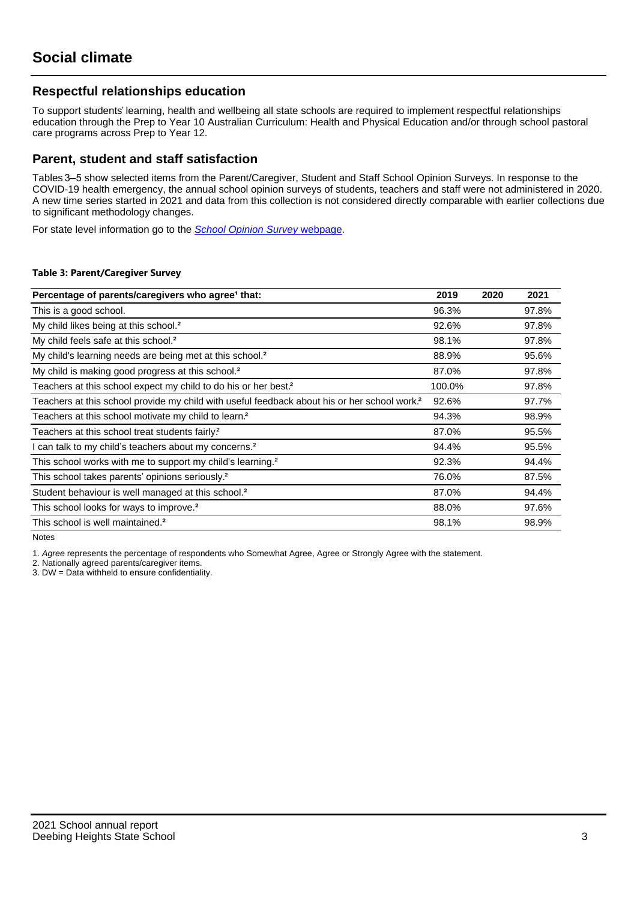# Social climate

## Respectful relationships education

To support students' learning, health and wellbeing all state schools are required to implement respectful relationships education through the Prep to Year 10 Australian Curriculum: Health and Physical Education and/or through school pastoral care programs across Prep to Year 12.

## Parent, student and staff satisfaction

Tables 3–5 show selected items from the Parent/Caregiver, Student and Staff School Opinion Surveys. In response to the COVID-19 health emergency, the annual school opinion surveys of students, teachers and staff were not administered in 2020. A new time series started in 2021 and data from this collection is not considered directly comparable with earlier collections due to significant methodology changes.

For state level information go to the *School Opinion Survey* webpage.

**Table 3: Parent/Caregiver Survey**

| Percentage of parents/caregivers who agree[1] that: | 2019 | 2020 | 2021 |
|---|---|---|---|
| This is a good school. | 96.3% | | 97.8% |
| My child likes being at this school.[2] | 92.6% | | 97.8% |
| My child feels safe at this school.[2] | 98.1% | | 97.8% |
| My child's learning needs are being met at this school.[2] | 88.9% | | 95.6% |
| My child is making good progress at this school.[2] | 87.0% | | 97.8% |
| Teachers at this school expect my child to do his or her best.[2] | 100.0% | | 97.8% |
| Teachers at this school provide my child with useful feedback about his or her school work.[2] | 92.6% | | 97.7% |
| Teachers at this school motivate my child to learn.[2] | 94.3% | | 98.9% |
| Teachers at this school treat students fairly.[2] | 87.0% | | 95.5% |
| I can talk to my child's teachers about my concerns.[2] | 94.4% | | 95.5% |
| This school works with me to support my child's learning.[2] | 92.3% | | 94.4% |
| This school takes parents' opinions seriously.[2] | 76.0% | | 87.5% |
| Student behaviour is well managed at this school.[2] | 87.0% | | 94.4% |
| This school looks for ways to improve.[2] | 88.0% | | 97.6% |
| This school is well maintained.[2] | 98.1% | | 98.9% |

Notes

1. *Agree* represents the percentage of respondents who Somewhat Agree, Agree or Strongly Agree with the statement.
2. Nationally agreed parents/caregiver items.
3. DW = Data withheld to ensure confidentiality.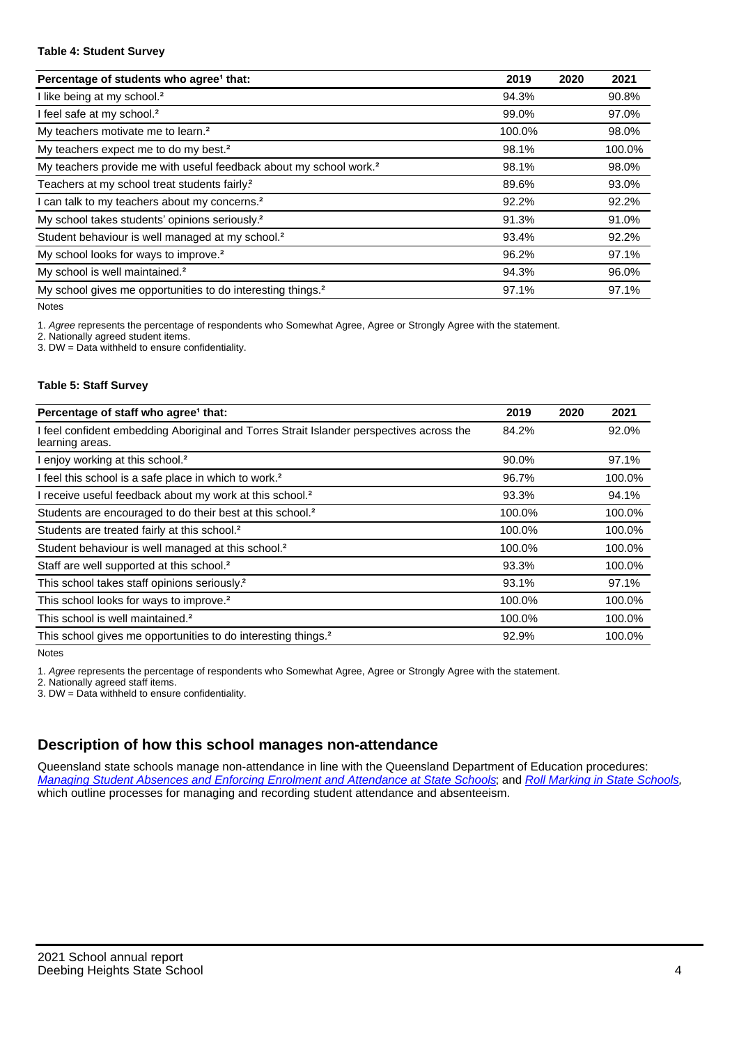#### Table 4: Student Survey

| Percentage of students who agree[1] that: | 2019 | 2020 | 2021 |
|---|---|---|---|
| I like being at my school.[2] | 94.3% | | 90.8% |
| I feel safe at my school.[2] | 99.0% | | 97.0% |
| My teachers motivate me to learn.[2] | 100.0% | | 98.0% |
| My teachers expect me to do my best.[2] | 98.1% | | 100.0% |
| My teachers provide me with useful feedback about my school work.[2] | 98.1% | | 98.0% |
| Teachers at my school treat students fairly.[2] | 89.6% | | 93.0% |
| I can talk to my teachers about my concerns.[2] | 92.2% | | 92.2% |
| My school takes students' opinions seriously.[2] | 91.3% | | 91.0% |
| Student behaviour is well managed at my school.[2] | 93.4% | | 92.2% |
| My school looks for ways to improve.[2] | 96.2% | | 97.1% |
| My school is well maintained.[2] | 94.3% | | 96.0% |
| My school gives me opportunities to do interesting things.[2] | 97.1% | | 97.1% |

Notes

1. *Agree* represents the percentage of respondents who Somewhat Agree, Agree or Strongly Agree with the statement.
2. Nationally agreed student items.
3. DW = Data withheld to ensure confidentiality.

#### Table 5: Staff Survey

| Percentage of staff who agree[1] that: | 2019 | 2020 | 2021 |
|---|---|---|---|
| I feel confident embedding Aboriginal and Torres Strait Islander perspectives across the learning areas. | 84.2% | | 92.0% |
| I enjoy working at this school.[2] | 90.0% | | 97.1% |
| I feel this school is a safe place in which to work.[2] | 96.7% | | 100.0% |
| I receive useful feedback about my work at this school.[2] | 93.3% | | 94.1% |
| Students are encouraged to do their best at this school.[2] | 100.0% | | 100.0% |
| Students are treated fairly at this school.[2] | 100.0% | | 100.0% |
| Student behaviour is well managed at this school.[2] | 100.0% | | 100.0% |
| Staff are well supported at this school.[2] | 93.3% | | 100.0% |
| This school takes staff opinions seriously.[2] | 93.1% | | 97.1% |
| This school looks for ways to improve.[2] | 100.0% | | 100.0% |
| This school is well maintained.[2] | 100.0% | | 100.0% |
| This school gives me opportunities to do interesting things.[2] | 92.9% | | 100.0% |

Notes

1. *Agree* represents the percentage of respondents who Somewhat Agree, Agree or Strongly Agree with the statement.
2. Nationally agreed staff items.
3. DW = Data withheld to ensure confidentiality.

## Description of how this school manages non-attendance

Queensland state schools manage non-attendance in line with the Queensland Department of Education procedures: *Managing Student Absences and Enforcing Enrolment and Attendance at State Schools*; and *Roll Marking in State Schools*, which outline processes for managing and recording student attendance and absenteeism.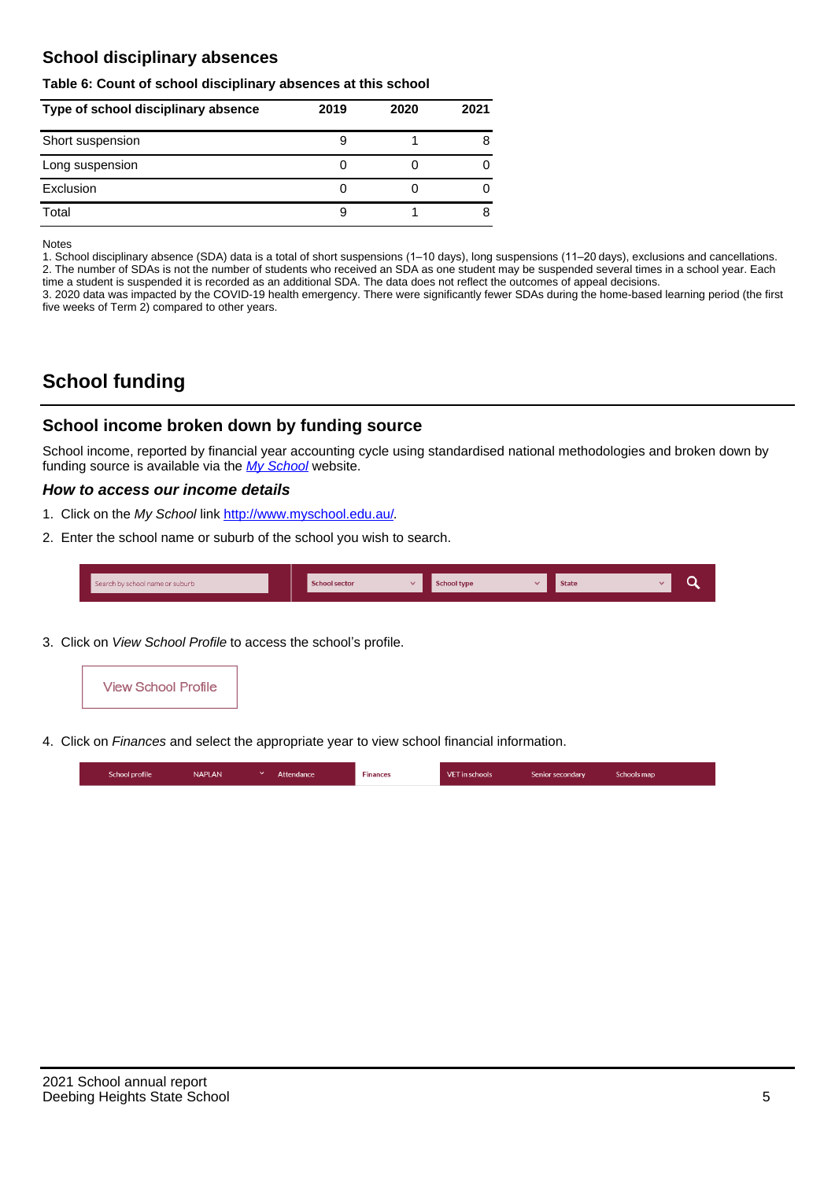## School disciplinary absences

**Table 6: Count of school disciplinary absences at this school**

| Type of school disciplinary absence | 2019 | 2020 | 2021 |
|---|---|---|---|
| Short suspension | 9 | 1 | 8 |
| Long suspension | 0 | 0 | 0 |
| Exclusion | 0 | 0 | 0 |
| Total | 9 | 1 | 8 |

Notes

1. School disciplinary absence (SDA) data is a total of short suspensions (1–10 days), long suspensions (11–20 days), exclusions and cancellations.
2. The number of SDAs is not the number of students who received an SDA as one student may be suspended several times in a school year. Each time a student is suspended it is recorded as an additional SDA. The data does not reflect the outcomes of appeal decisions.
3. 2020 data was impacted by the COVID-19 health emergency. There were significantly fewer SDAs during the home-based learning period (the first five weeks of Term 2) compared to other years.

# School funding

## School income broken down by funding source

School income, reported by financial year accounting cycle using standardised national methodologies and broken down by funding source is available via the *My School* website.

### *How to access our income details*

1. Click on the *My School* link http://www.myschool.edu.au/.
2. Enter the school name or suburb of the school you wish to search.

Search by school name or suburb | School sector | School type | State

3. Click on *View School Profile* to access the school's profile.

View School Profile

4. Click on *Finances* and select the appropriate year to view school financial information.

School profile | NAPLAN | Attendance | Finances | VET in schools | Senior secondary | Schools map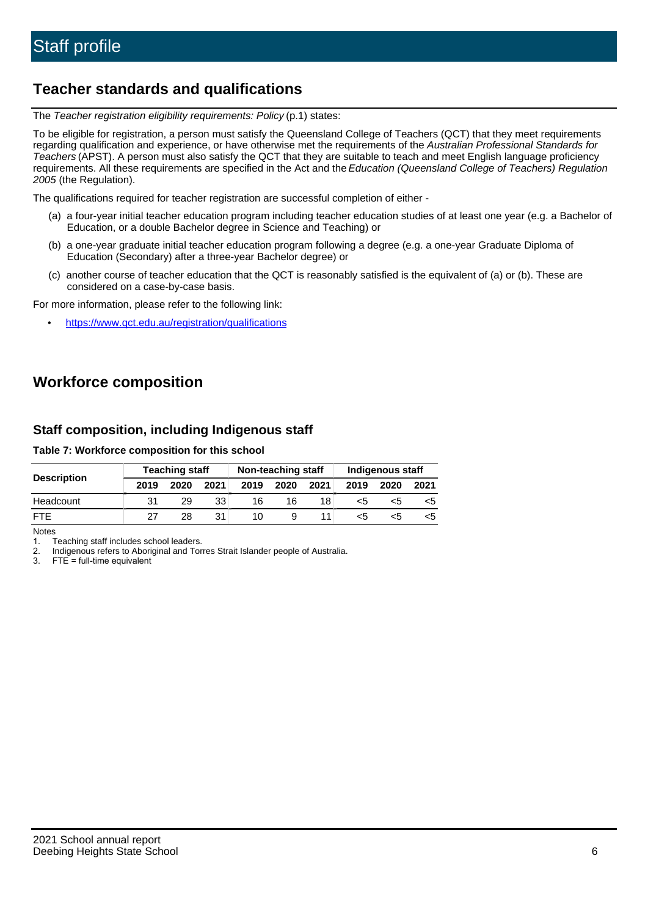# Staff profile

## Teacher standards and qualifications

The *Teacher registration eligibility requirements: Policy* (p.1) states:

To be eligible for registration, a person must satisfy the Queensland College of Teachers (QCT) that they meet requirements regarding qualification and experience, or have otherwise met the requirements of the *Australian Professional Standards for Teachers* (APST). A person must also satisfy the QCT that they are suitable to teach and meet English language proficiency requirements. All these requirements are specified in the Act and the *Education (Queensland College of Teachers) Regulation 2005* (the Regulation).

The qualifications required for teacher registration are successful completion of either -

(a) a four-year initial teacher education program including teacher education studies of at least one year (e.g. a Bachelor of Education, or a double Bachelor degree in Science and Teaching) or

(b) a one-year graduate initial teacher education program following a degree (e.g. a one-year Graduate Diploma of Education (Secondary) after a three-year Bachelor degree) or

(c) another course of teacher education that the QCT is reasonably satisfied is the equivalent of (a) or (b). These are considered on a case-by-case basis.

For more information, please refer to the following link:

- https://www.qct.edu.au/registration/qualifications

## Workforce composition

### Staff composition, including Indigenous staff

**Table 7: Workforce composition for this school**

| Description | Teaching staff | | | Non-teaching staff | | | Indigenous staff | | |
|---|---|---|---|---|---|---|---|---|---|
| | 2019 | 2020 | 2021 | 2019 | 2020 | 2021 | 2019 | 2020 | 2021 |
| Headcount | 31 | 29 | 33 | 16 | 16 | 18 | <5 | <5 | <5 |
| FTE | 27 | 28 | 31 | 10 | 9 | 11 | <5 | <5 | <5 |

Notes

1. Teaching staff includes school leaders.
2. Indigenous refers to Aboriginal and Torres Strait Islander people of Australia.
3. FTE = full-time equivalent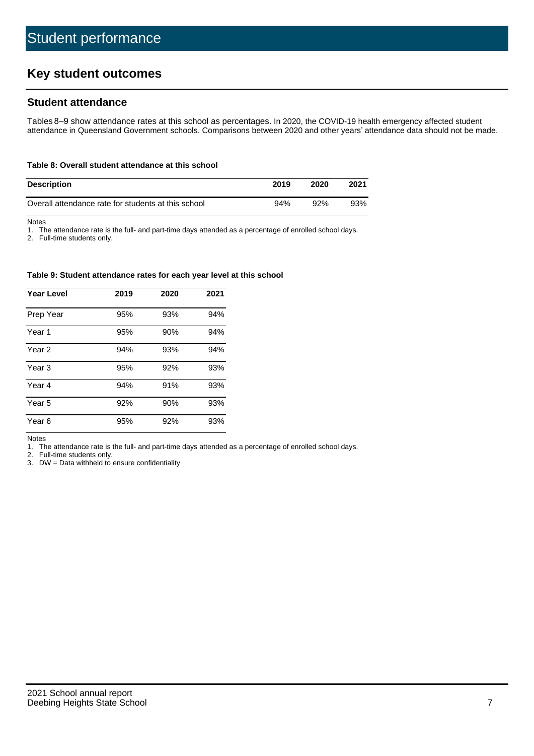# Student performance

## Key student outcomes

### Student attendance

Tables 8–9 show attendance rates at this school as percentages. In 2020, the COVID-19 health emergency affected student attendance in Queensland Government schools. Comparisons between 2020 and other years' attendance data should not be made.

**Table 8: Overall student attendance at this school**

| Description | 2019 | 2020 | 2021 |
|---|---|---|---|
| Overall attendance rate for students at this school | 94% | 92% | 93% |

Notes
1. The attendance rate is the full- and part-time days attended as a percentage of enrolled school days.
2. Full-time students only.

**Table 9: Student attendance rates for each year level at this school**

| Year Level | 2019 | 2020 | 2021 |
|---|---|---|---|
| Prep Year | 95% | 93% | 94% |
| Year 1 | 95% | 90% | 94% |
| Year 2 | 94% | 93% | 94% |
| Year 3 | 95% | 92% | 93% |
| Year 4 | 94% | 91% | 93% |
| Year 5 | 92% | 90% | 93% |
| Year 6 | 95% | 92% | 93% |

Notes
1. The attendance rate is the full- and part-time days attended as a percentage of enrolled school days.
2. Full-time students only.
3. DW = Data withheld to ensure confidentiality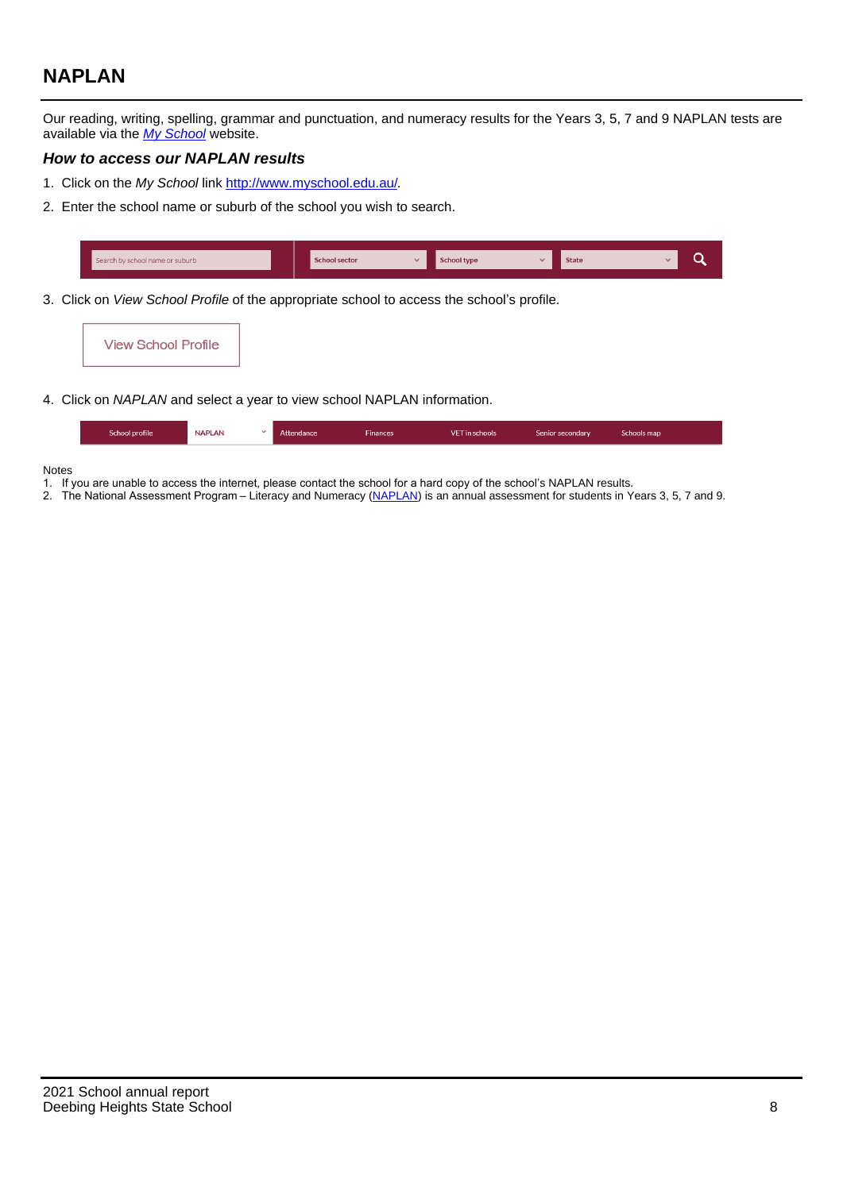## NAPLAN

Our reading, writing, spelling, grammar and punctuation, and numeracy results for the Years 3, 5, 7 and 9 NAPLAN tests are available via the [*My School*](http://www.myschool.edu.au/) website.

### *How to access our NAPLAN results*

1. Click on the *My School* link [http://www.myschool.edu.au/](http://www.myschool.edu.au/).
2. Enter the school name or suburb of the school you wish to search.

Search by school name or suburb | School sector | School type | State

3. Click on *View School Profile* of the appropriate school to access the school's profile.

View School Profile

4. Click on *NAPLAN* and select a year to view school NAPLAN information.

School profile | NAPLAN | Attendance | Finances | VET in schools | Senior secondary | Schools map

Notes

1. If you are unable to access the internet, please contact the school for a hard copy of the school's NAPLAN results.
2. The National Assessment Program – Literacy and Numeracy (NAPLAN) is an annual assessment for students in Years 3, 5, 7 and 9.